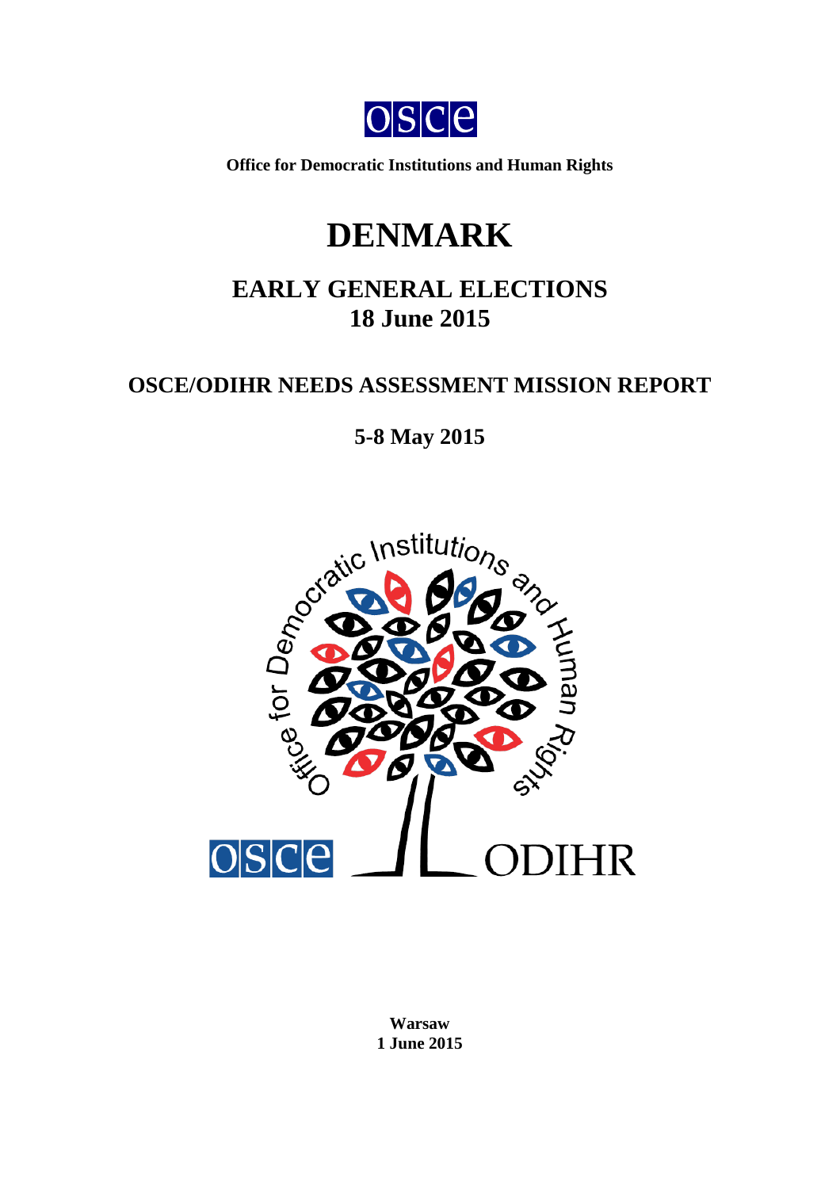Office for Democratic Institutions and Human Rights

# DENMARK

## EARLY GENERAL ELECTIONS
## 18 June 2015

## OSCE/ODIHR NEEDS ASSESSMENT MISSION REPORT

**5-8 May 2015**

**Warsaw**
**1 June 2015**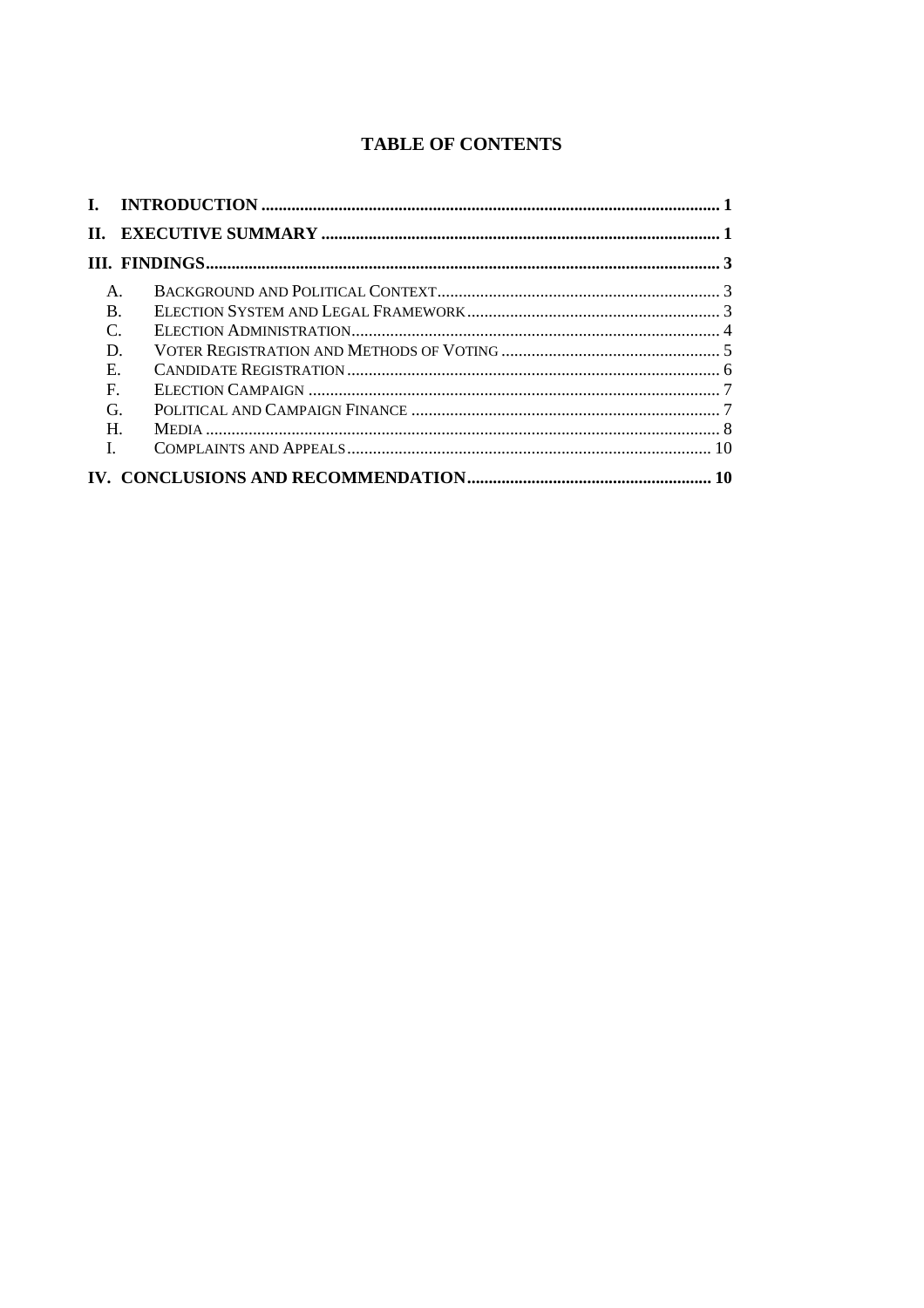# TABLE OF CONTENTS

**I. INTRODUCTION** .......... **1**

**II. EXECUTIVE SUMMARY** .......... **1**

**III. FINDINGS** .......... **3**

- A. Background and Political Context .......... 3
- B. Election System and Legal Framework .......... 3
- C. Election Administration .......... 4
- D. Voter Registration and Methods of Voting .......... 5
- E. Candidate Registration .......... 6
- F. Election Campaign .......... 7
- G. Political and Campaign Finance .......... 7
- H. Media .......... 8
- I. Complaints and Appeals .......... 10

**IV. CONCLUSIONS AND RECOMMENDATION** .......... **10**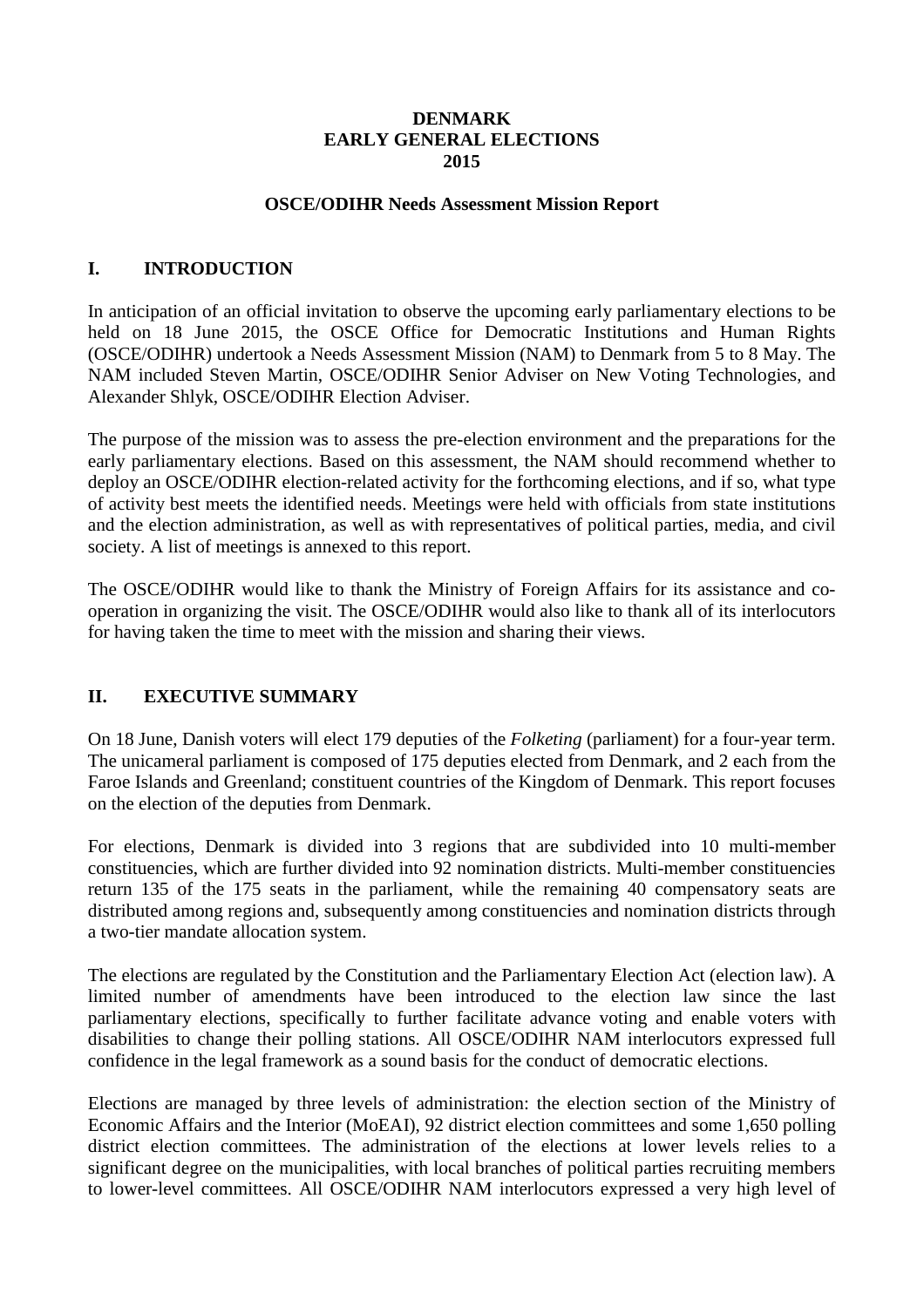**DENMARK**
**EARLY GENERAL ELECTIONS**
**2015**

**OSCE/ODIHR Needs Assessment Mission Report**

## I. INTRODUCTION

In anticipation of an official invitation to observe the upcoming early parliamentary elections to be held on 18 June 2015, the OSCE Office for Democratic Institutions and Human Rights (OSCE/ODIHR) undertook a Needs Assessment Mission (NAM) to Denmark from 5 to 8 May. The NAM included Steven Martin, OSCE/ODIHR Senior Adviser on New Voting Technologies, and Alexander Shlyk, OSCE/ODIHR Election Adviser.

The purpose of the mission was to assess the pre-election environment and the preparations for the early parliamentary elections. Based on this assessment, the NAM should recommend whether to deploy an OSCE/ODIHR election-related activity for the forthcoming elections, and if so, what type of activity best meets the identified needs. Meetings were held with officials from state institutions and the election administration, as well as with representatives of political parties, media, and civil society. A list of meetings is annexed to this report.

The OSCE/ODIHR would like to thank the Ministry of Foreign Affairs for its assistance and co-operation in organizing the visit. The OSCE/ODIHR would also like to thank all of its interlocutors for having taken the time to meet with the mission and sharing their views.

## II. EXECUTIVE SUMMARY

On 18 June, Danish voters will elect 179 deputies of the *Folketing* (parliament) for a four-year term. The unicameral parliament is composed of 175 deputies elected from Denmark, and 2 each from the Faroe Islands and Greenland; constituent countries of the Kingdom of Denmark. This report focuses on the election of the deputies from Denmark.

For elections, Denmark is divided into 3 regions that are subdivided into 10 multi-member constituencies, which are further divided into 92 nomination districts. Multi-member constituencies return 135 of the 175 seats in the parliament, while the remaining 40 compensatory seats are distributed among regions and, subsequently among constituencies and nomination districts through a two-tier mandate allocation system.

The elections are regulated by the Constitution and the Parliamentary Election Act (election law). A limited number of amendments have been introduced to the election law since the last parliamentary elections, specifically to further facilitate advance voting and enable voters with disabilities to change their polling stations. All OSCE/ODIHR NAM interlocutors expressed full confidence in the legal framework as a sound basis for the conduct of democratic elections.

Elections are managed by three levels of administration: the election section of the Ministry of Economic Affairs and the Interior (MoEAI), 92 district election committees and some 1,650 polling district election committees. The administration of the elections at lower levels relies to a significant degree on the municipalities, with local branches of political parties recruiting members to lower-level committees. All OSCE/ODIHR NAM interlocutors expressed a very high level of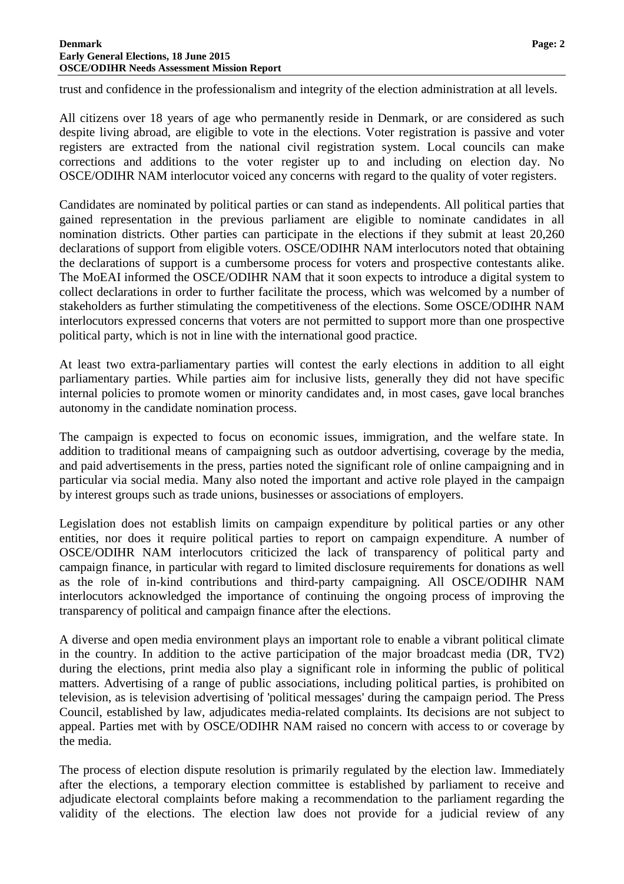trust and confidence in the professionalism and integrity of the election administration at all levels.

All citizens over 18 years of age who permanently reside in Denmark, or are considered as such despite living abroad, are eligible to vote in the elections. Voter registration is passive and voter registers are extracted from the national civil registration system. Local councils can make corrections and additions to the voter register up to and including on election day. No OSCE/ODIHR NAM interlocutor voiced any concerns with regard to the quality of voter registers.

Candidates are nominated by political parties or can stand as independents. All political parties that gained representation in the previous parliament are eligible to nominate candidates in all nomination districts. Other parties can participate in the elections if they submit at least 20,260 declarations of support from eligible voters. OSCE/ODIHR NAM interlocutors noted that obtaining the declarations of support is a cumbersome process for voters and prospective contestants alike. The MoEAI informed the OSCE/ODIHR NAM that it soon expects to introduce a digital system to collect declarations in order to further facilitate the process, which was welcomed by a number of stakeholders as further stimulating the competitiveness of the elections. Some OSCE/ODIHR NAM interlocutors expressed concerns that voters are not permitted to support more than one prospective political party, which is not in line with the international good practice.

At least two extra-parliamentary parties will contest the early elections in addition to all eight parliamentary parties. While parties aim for inclusive lists, generally they did not have specific internal policies to promote women or minority candidates and, in most cases, gave local branches autonomy in the candidate nomination process.

The campaign is expected to focus on economic issues, immigration, and the welfare state. In addition to traditional means of campaigning such as outdoor advertising, coverage by the media, and paid advertisements in the press, parties noted the significant role of online campaigning and in particular via social media. Many also noted the important and active role played in the campaign by interest groups such as trade unions, businesses or associations of employers.

Legislation does not establish limits on campaign expenditure by political parties or any other entities, nor does it require political parties to report on campaign expenditure. A number of OSCE/ODIHR NAM interlocutors criticized the lack of transparency of political party and campaign finance, in particular with regard to limited disclosure requirements for donations as well as the role of in-kind contributions and third-party campaigning. All OSCE/ODIHR NAM interlocutors acknowledged the importance of continuing the ongoing process of improving the transparency of political and campaign finance after the elections.

A diverse and open media environment plays an important role to enable a vibrant political climate in the country. In addition to the active participation of the major broadcast media (DR, TV2) during the elections, print media also play a significant role in informing the public of political matters. Advertising of a range of public associations, including political parties, is prohibited on television, as is television advertising of 'political messages' during the campaign period. The Press Council, established by law, adjudicates media-related complaints. Its decisions are not subject to appeal. Parties met with by OSCE/ODIHR NAM raised no concern with access to or coverage by the media.

The process of election dispute resolution is primarily regulated by the election law. Immediately after the elections, a temporary election committee is established by parliament to receive and adjudicate electoral complaints before making a recommendation to the parliament regarding the validity of the elections. The election law does not provide for a judicial review of any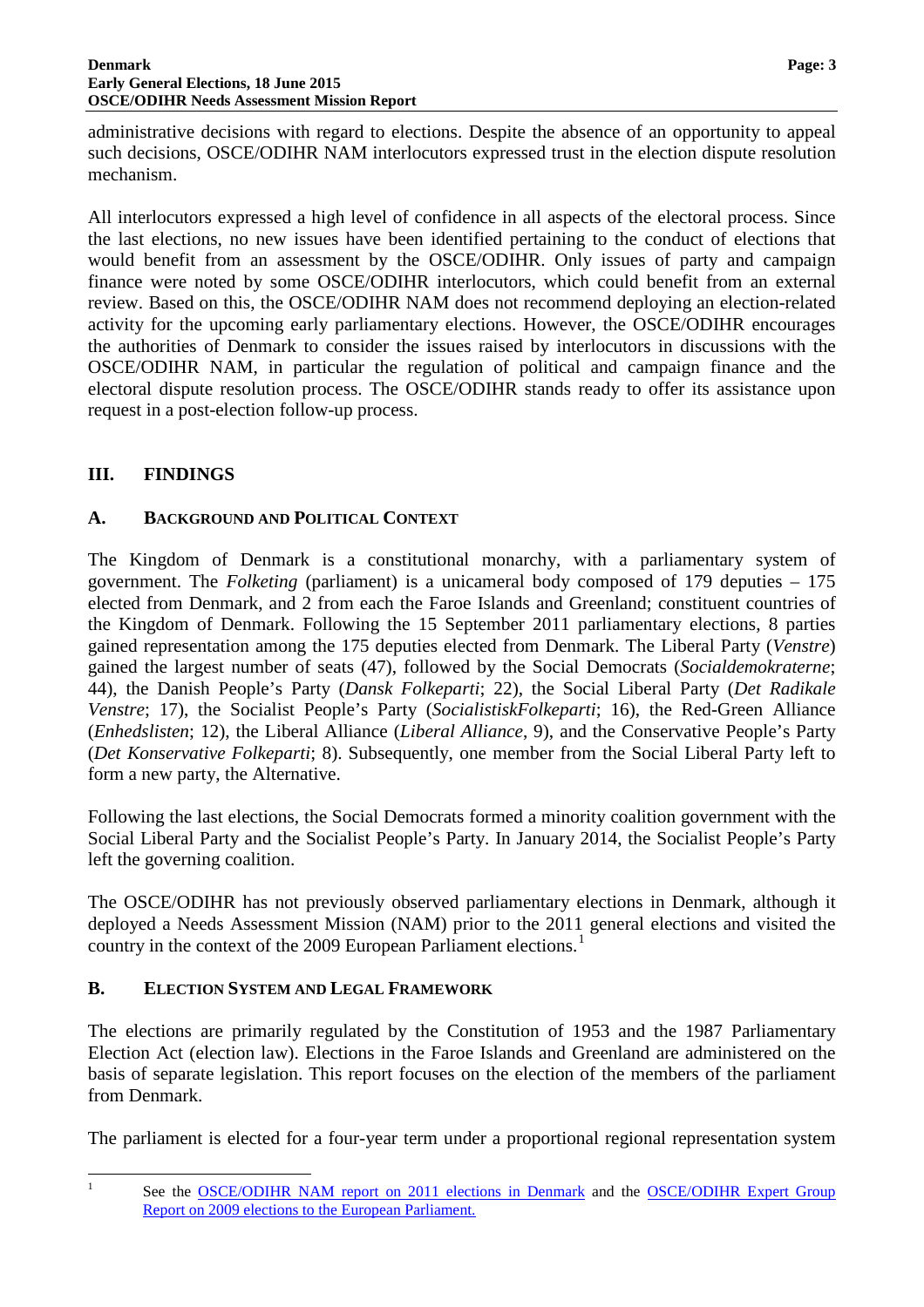administrative decisions with regard to elections. Despite the absence of an opportunity to appeal such decisions, OSCE/ODIHR NAM interlocutors expressed trust in the election dispute resolution mechanism.

All interlocutors expressed a high level of confidence in all aspects of the electoral process. Since the last elections, no new issues have been identified pertaining to the conduct of elections that would benefit from an assessment by the OSCE/ODIHR. Only issues of party and campaign finance were noted by some OSCE/ODIHR interlocutors, which could benefit from an external review. Based on this, the OSCE/ODIHR NAM does not recommend deploying an election-related activity for the upcoming early parliamentary elections. However, the OSCE/ODIHR encourages the authorities of Denmark to consider the issues raised by interlocutors in discussions with the OSCE/ODIHR NAM, in particular the regulation of political and campaign finance and the electoral dispute resolution process. The OSCE/ODIHR stands ready to offer its assistance upon request in a post-election follow-up process.

## III. FINDINGS

### A. Background and Political Context

The Kingdom of Denmark is a constitutional monarchy, with a parliamentary system of government. The *Folketing* (parliament) is a unicameral body composed of 179 deputies – 175 elected from Denmark, and 2 from each the Faroe Islands and Greenland; constituent countries of the Kingdom of Denmark. Following the 15 September 2011 parliamentary elections, 8 parties gained representation among the 175 deputies elected from Denmark. The Liberal Party (*Venstre*) gained the largest number of seats (47), followed by the Social Democrats (*Socialdemokraterne*; 44), the Danish People's Party (*Dansk Folkeparti*; 22), the Social Liberal Party (*Det Radikale Venstre*; 17), the Socialist People's Party (*SocialistiskFolkeparti*; 16), the Red-Green Alliance (*Enhedslisten*; 12), the Liberal Alliance (*Liberal Alliance*, 9), and the Conservative People's Party (*Det Konservative Folkeparti*; 8). Subsequently, one member from the Social Liberal Party left to form a new party, the Alternative.

Following the last elections, the Social Democrats formed a minority coalition government with the Social Liberal Party and the Socialist People's Party. In January 2014, the Socialist People's Party left the governing coalition.

The OSCE/ODIHR has not previously observed parliamentary elections in Denmark, although it deployed a Needs Assessment Mission (NAM) prior to the 2011 general elections and visited the country in the context of the 2009 European Parliament elections.[1]

### B. Election System and Legal Framework

The elections are primarily regulated by the Constitution of 1953 and the 1987 Parliamentary Election Act (election law). Elections in the Faroe Islands and Greenland are administered on the basis of separate legislation. This report focuses on the election of the members of the parliament from Denmark.

The parliament is elected for a four-year term under a proportional regional representation system

---

[1] See the OSCE/ODIHR NAM report on 2011 elections in Denmark and the OSCE/ODIHR Expert Group Report on 2009 elections to the European Parliament.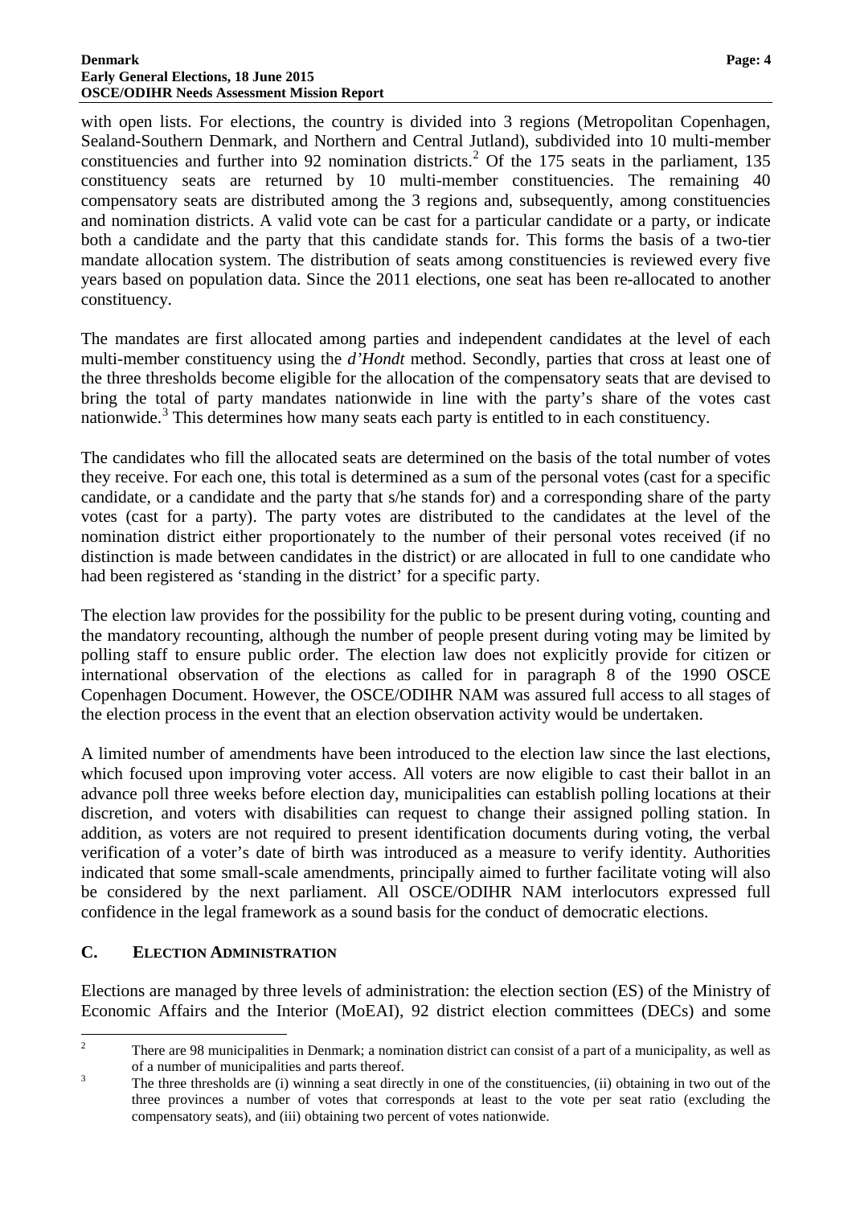with open lists. For elections, the country is divided into 3 regions (Metropolitan Copenhagen, Sealand-Southern Denmark, and Northern and Central Jutland), subdivided into 10 multi-member constituencies and further into 92 nomination districts.[2] Of the 175 seats in the parliament, 135 constituency seats are returned by 10 multi-member constituencies. The remaining 40 compensatory seats are distributed among the 3 regions and, subsequently, among constituencies and nomination districts. A valid vote can be cast for a particular candidate or a party, or indicate both a candidate and the party that this candidate stands for. This forms the basis of a two-tier mandate allocation system. The distribution of seats among constituencies is reviewed every five years based on population data. Since the 2011 elections, one seat has been re-allocated to another constituency.

The mandates are first allocated among parties and independent candidates at the level of each multi-member constituency using the *d'Hondt* method. Secondly, parties that cross at least one of the three thresholds become eligible for the allocation of the compensatory seats that are devised to bring the total of party mandates nationwide in line with the party's share of the votes cast nationwide.[3] This determines how many seats each party is entitled to in each constituency.

The candidates who fill the allocated seats are determined on the basis of the total number of votes they receive. For each one, this total is determined as a sum of the personal votes (cast for a specific candidate, or a candidate and the party that s/he stands for) and a corresponding share of the party votes (cast for a party). The party votes are distributed to the candidates at the level of the nomination district either proportionately to the number of their personal votes received (if no distinction is made between candidates in the district) or are allocated in full to one candidate who had been registered as 'standing in the district' for a specific party.

The election law provides for the possibility for the public to be present during voting, counting and the mandatory recounting, although the number of people present during voting may be limited by polling staff to ensure public order. The election law does not explicitly provide for citizen or international observation of the elections as called for in paragraph 8 of the 1990 OSCE Copenhagen Document. However, the OSCE/ODIHR NAM was assured full access to all stages of the election process in the event that an election observation activity would be undertaken.

A limited number of amendments have been introduced to the election law since the last elections, which focused upon improving voter access. All voters are now eligible to cast their ballot in an advance poll three weeks before election day, municipalities can establish polling locations at their discretion, and voters with disabilities can request to change their assigned polling station. In addition, as voters are not required to present identification documents during voting, the verbal verification of a voter's date of birth was introduced as a measure to verify identity. Authorities indicated that some small-scale amendments, principally aimed to further facilitate voting will also be considered by the next parliament. All OSCE/ODIHR NAM interlocutors expressed full confidence in the legal framework as a sound basis for the conduct of democratic elections.

## C. ELECTION ADMINISTRATION

Elections are managed by three levels of administration: the election section (ES) of the Ministry of Economic Affairs and the Interior (MoEAI), 92 district election committees (DECs) and some

---

[2] There are 98 municipalities in Denmark; a nomination district can consist of a part of a municipality, as well as of a number of municipalities and parts thereof.

[3] The three thresholds are (i) winning a seat directly in one of the constituencies, (ii) obtaining in two out of the three provinces a number of votes that corresponds at least to the vote per seat ratio (excluding the compensatory seats), and (iii) obtaining two percent of votes nationwide.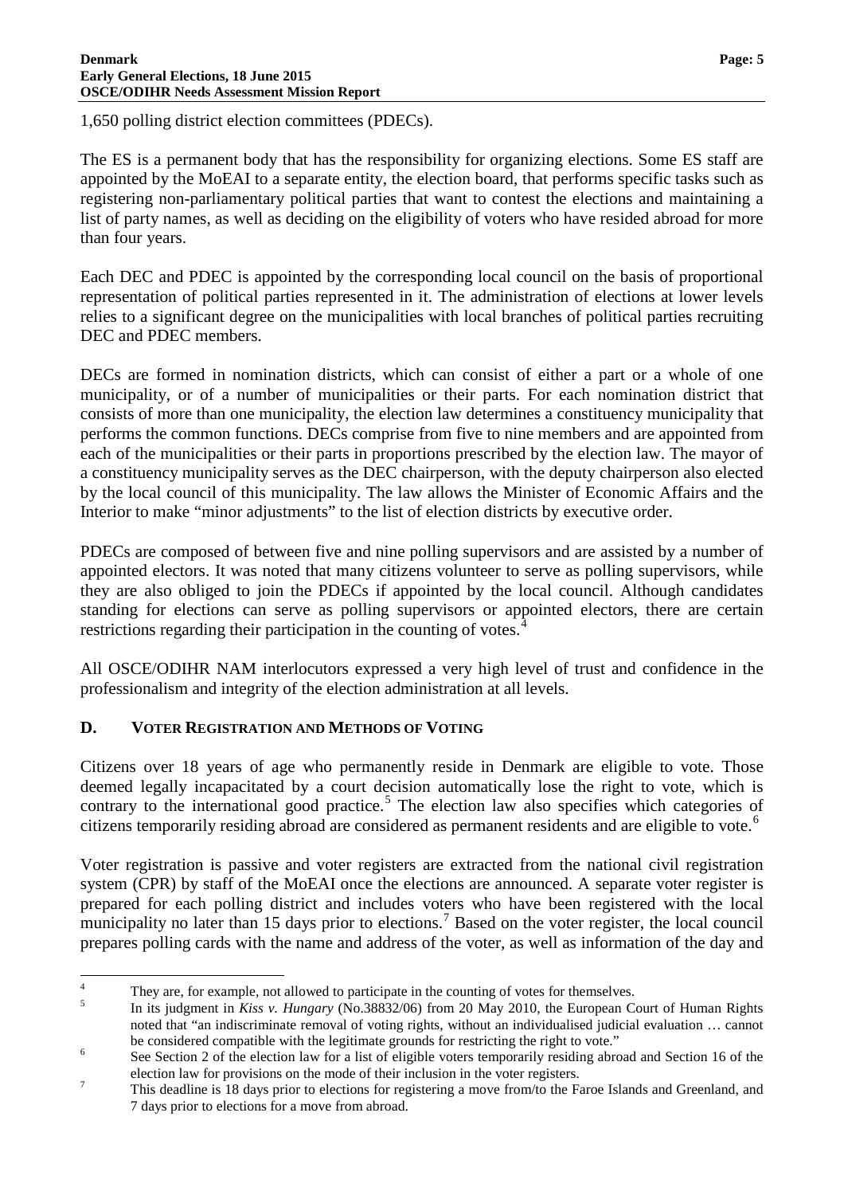1,650 polling district election committees (PDECs).

The ES is a permanent body that has the responsibility for organizing elections. Some ES staff are appointed by the MoEAI to a separate entity, the election board, that performs specific tasks such as registering non-parliamentary political parties that want to contest the elections and maintaining a list of party names, as well as deciding on the eligibility of voters who have resided abroad for more than four years.

Each DEC and PDEC is appointed by the corresponding local council on the basis of proportional representation of political parties represented in it. The administration of elections at lower levels relies to a significant degree on the municipalities with local branches of political parties recruiting DEC and PDEC members.

DECs are formed in nomination districts, which can consist of either a part or a whole of one municipality, or of a number of municipalities or their parts. For each nomination district that consists of more than one municipality, the election law determines a constituency municipality that performs the common functions. DECs comprise from five to nine members and are appointed from each of the municipalities or their parts in proportions prescribed by the election law. The mayor of a constituency municipality serves as the DEC chairperson, with the deputy chairperson also elected by the local council of this municipality. The law allows the Minister of Economic Affairs and the Interior to make "minor adjustments" to the list of election districts by executive order.

PDECs are composed of between five and nine polling supervisors and are assisted by a number of appointed electors. It was noted that many citizens volunteer to serve as polling supervisors, while they are also obliged to join the PDECs if appointed by the local council. Although candidates standing for elections can serve as polling supervisors or appointed electors, there are certain restrictions regarding their participation in the counting of votes.[4]

All OSCE/ODIHR NAM interlocutors expressed a very high level of trust and confidence in the professionalism and integrity of the election administration at all levels.

## D. Voter Registration and Methods of Voting

Citizens over 18 years of age who permanently reside in Denmark are eligible to vote. Those deemed legally incapacitated by a court decision automatically lose the right to vote, which is contrary to the international good practice.[5] The election law also specifies which categories of citizens temporarily residing abroad are considered as permanent residents and are eligible to vote.[6]

Voter registration is passive and voter registers are extracted from the national civil registration system (CPR) by staff of the MoEAI once the elections are announced. A separate voter register is prepared for each polling district and includes voters who have been registered with the local municipality no later than 15 days prior to elections.[7] Based on the voter register, the local council prepares polling cards with the name and address of the voter, as well as information of the day and

---

[4] They are, for example, not allowed to participate in the counting of votes for themselves.

[5] In its judgment in *Kiss v. Hungary* (No.38832/06) from 20 May 2010, the European Court of Human Rights noted that "an indiscriminate removal of voting rights, without an individualised judicial evaluation … cannot be considered compatible with the legitimate grounds for restricting the right to vote."

[6] See Section 2 of the election law for a list of eligible voters temporarily residing abroad and Section 16 of the election law for provisions on the mode of their inclusion in the voter registers.

[7] This deadline is 18 days prior to elections for registering a move from/to the Faroe Islands and Greenland, and 7 days prior to elections for a move from abroad.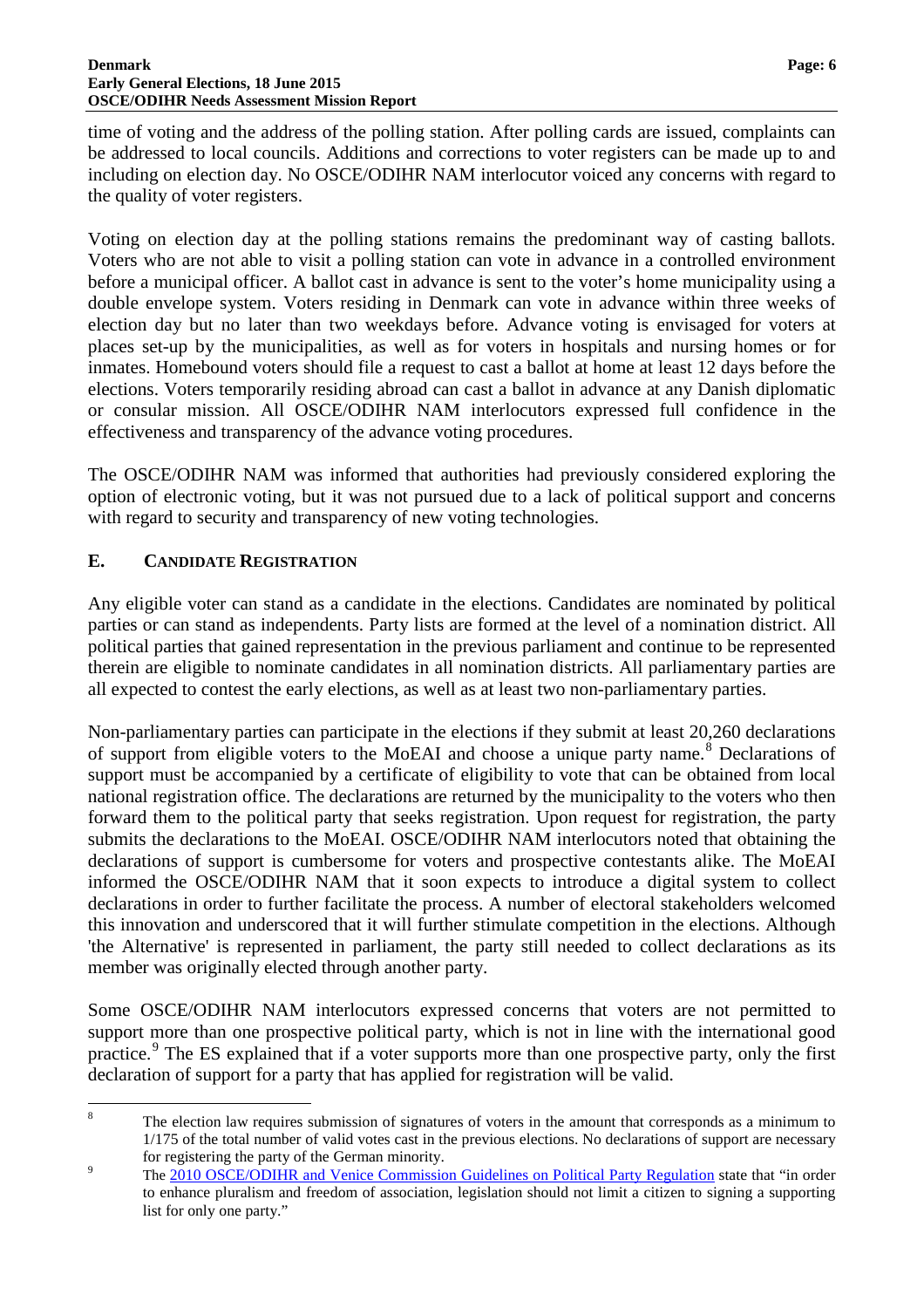time of voting and the address of the polling station. After polling cards are issued, complaints can be addressed to local councils. Additions and corrections to voter registers can be made up to and including on election day. No OSCE/ODIHR NAM interlocutor voiced any concerns with regard to the quality of voter registers.

Voting on election day at the polling stations remains the predominant way of casting ballots. Voters who are not able to visit a polling station can vote in advance in a controlled environment before a municipal officer. A ballot cast in advance is sent to the voter's home municipality using a double envelope system. Voters residing in Denmark can vote in advance within three weeks of election day but no later than two weekdays before. Advance voting is envisaged for voters at places set-up by the municipalities, as well as for voters in hospitals and nursing homes or for inmates. Homebound voters should file a request to cast a ballot at home at least 12 days before the elections. Voters temporarily residing abroad can cast a ballot in advance at any Danish diplomatic or consular mission. All OSCE/ODIHR NAM interlocutors expressed full confidence in the effectiveness and transparency of the advance voting procedures.

The OSCE/ODIHR NAM was informed that authorities had previously considered exploring the option of electronic voting, but it was not pursued due to a lack of political support and concerns with regard to security and transparency of new voting technologies.

## E. CANDIDATE REGISTRATION

Any eligible voter can stand as a candidate in the elections. Candidates are nominated by political parties or can stand as independents. Party lists are formed at the level of a nomination district. All political parties that gained representation in the previous parliament and continue to be represented therein are eligible to nominate candidates in all nomination districts. All parliamentary parties are all expected to contest the early elections, as well as at least two non-parliamentary parties.

Non-parliamentary parties can participate in the elections if they submit at least 20,260 declarations of support from eligible voters to the MoEAI and choose a unique party name.[8] Declarations of support must be accompanied by a certificate of eligibility to vote that can be obtained from local national registration office. The declarations are returned by the municipality to the voters who then forward them to the political party that seeks registration. Upon request for registration, the party submits the declarations to the MoEAI. OSCE/ODIHR NAM interlocutors noted that obtaining the declarations of support is cumbersome for voters and prospective contestants alike. The MoEAI informed the OSCE/ODIHR NAM that it soon expects to introduce a digital system to collect declarations in order to further facilitate the process. A number of electoral stakeholders welcomed this innovation and underscored that it will further stimulate competition in the elections. Although 'the Alternative' is represented in parliament, the party still needed to collect declarations as its member was originally elected through another party.

Some OSCE/ODIHR NAM interlocutors expressed concerns that voters are not permitted to support more than one prospective political party, which is not in line with the international good practice.[9] The ES explained that if a voter supports more than one prospective party, only the first declaration of support for a party that has applied for registration will be valid.

---

[8] The election law requires submission of signatures of voters in the amount that corresponds as a minimum to 1/175 of the total number of valid votes cast in the previous elections. No declarations of support are necessary for registering the party of the German minority.

[9] The [2010 OSCE/ODIHR and Venice Commission Guidelines on Political Party Regulation](#) state that "in order to enhance pluralism and freedom of association, legislation should not limit a citizen to signing a supporting list for only one party."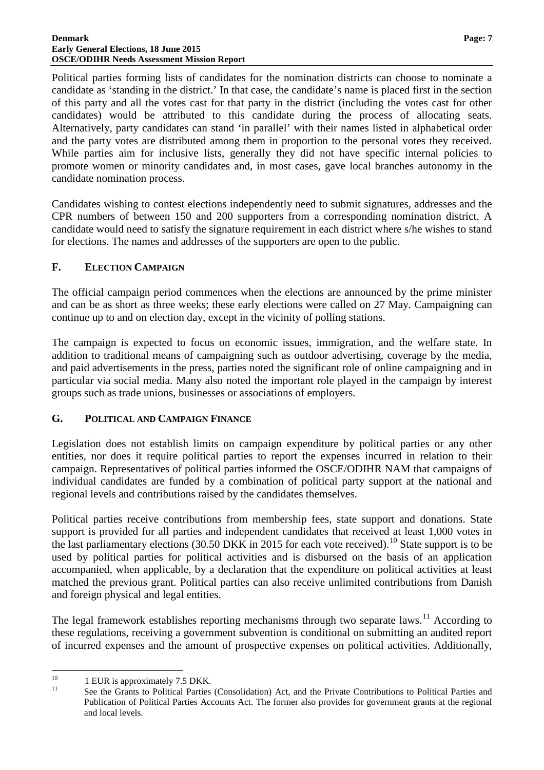Political parties forming lists of candidates for the nomination districts can choose to nominate a candidate as 'standing in the district.' In that case, the candidate's name is placed first in the section of this party and all the votes cast for that party in the district (including the votes cast for other candidates) would be attributed to this candidate during the process of allocating seats. Alternatively, party candidates can stand 'in parallel' with their names listed in alphabetical order and the party votes are distributed among them in proportion to the personal votes they received. While parties aim for inclusive lists, generally they did not have specific internal policies to promote women or minority candidates and, in most cases, gave local branches autonomy in the candidate nomination process.

Candidates wishing to contest elections independently need to submit signatures, addresses and the CPR numbers of between 150 and 200 supporters from a corresponding nomination district. A candidate would need to satisfy the signature requirement in each district where s/he wishes to stand for elections. The names and addresses of the supporters are open to the public.

## F. Election Campaign

The official campaign period commences when the elections are announced by the prime minister and can be as short as three weeks; these early elections were called on 27 May. Campaigning can continue up to and on election day, except in the vicinity of polling stations.

The campaign is expected to focus on economic issues, immigration, and the welfare state. In addition to traditional means of campaigning such as outdoor advertising, coverage by the media, and paid advertisements in the press, parties noted the significant role of online campaigning and in particular via social media. Many also noted the important role played in the campaign by interest groups such as trade unions, businesses or associations of employers.

## G. Political and Campaign Finance

Legislation does not establish limits on campaign expenditure by political parties or any other entities, nor does it require political parties to report the expenses incurred in relation to their campaign. Representatives of political parties informed the OSCE/ODIHR NAM that campaigns of individual candidates are funded by a combination of political party support at the national and regional levels and contributions raised by the candidates themselves.

Political parties receive contributions from membership fees, state support and donations. State support is provided for all parties and independent candidates that received at least 1,000 votes in the last parliamentary elections (30.50 DKK in 2015 for each vote received).[10] State support is to be used by political parties for political activities and is disbursed on the basis of an application accompanied, when applicable, by a declaration that the expenditure on political activities at least matched the previous grant. Political parties can also receive unlimited contributions from Danish and foreign physical and legal entities.

The legal framework establishes reporting mechanisms through two separate laws.[11] According to these regulations, receiving a government subvention is conditional on submitting an audited report of incurred expenses and the amount of prospective expenses on political activities. Additionally,

---

[10] 1 EUR is approximately 7.5 DKK.

[11] See the Grants to Political Parties (Consolidation) Act, and the Private Contributions to Political Parties and Publication of Political Parties Accounts Act. The former also provides for government grants at the regional and local levels.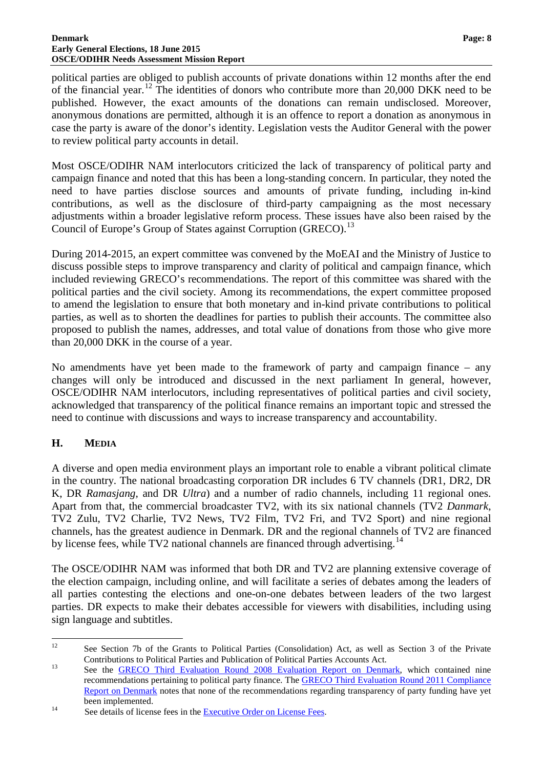political parties are obliged to publish accounts of private donations within 12 months after the end of the financial year.[12] The identities of donors who contribute more than 20,000 DKK need to be published. However, the exact amounts of the donations can remain undisclosed. Moreover, anonymous donations are permitted, although it is an offence to report a donation as anonymous in case the party is aware of the donor's identity. Legislation vests the Auditor General with the power to review political party accounts in detail.

Most OSCE/ODIHR NAM interlocutors criticized the lack of transparency of political party and campaign finance and noted that this has been a long-standing concern. In particular, they noted the need to have parties disclose sources and amounts of private funding, including in-kind contributions, as well as the disclosure of third-party campaigning as the most necessary adjustments within a broader legislative reform process. These issues have also been raised by the Council of Europe's Group of States against Corruption (GRECO).[13]

During 2014-2015, an expert committee was convened by the MoEAI and the Ministry of Justice to discuss possible steps to improve transparency and clarity of political and campaign finance, which included reviewing GRECO's recommendations. The report of this committee was shared with the political parties and the civil society. Among its recommendations, the expert committee proposed to amend the legislation to ensure that both monetary and in-kind private contributions to political parties, as well as to shorten the deadlines for parties to publish their accounts. The committee also proposed to publish the names, addresses, and total value of donations from those who give more than 20,000 DKK in the course of a year.

No amendments have yet been made to the framework of party and campaign finance – any changes will only be introduced and discussed in the next parliament In general, however, OSCE/ODIHR NAM interlocutors, including representatives of political parties and civil society, acknowledged that transparency of the political finance remains an important topic and stressed the need to continue with discussions and ways to increase transparency and accountability.

## H. MEDIA

A diverse and open media environment plays an important role to enable a vibrant political climate in the country. The national broadcasting corporation DR includes 6 TV channels (DR1, DR2, DR K, DR *Ramasjang*, and DR *Ultra*) and a number of radio channels, including 11 regional ones. Apart from that, the commercial broadcaster TV2, with its six national channels (TV2 *Danmark*, TV2 Zulu, TV2 Charlie, TV2 News, TV2 Film, TV2 Fri, and TV2 Sport) and nine regional channels, has the greatest audience in Denmark. DR and the regional channels of TV2 are financed by license fees, while TV2 national channels are financed through advertising.[14]

The OSCE/ODIHR NAM was informed that both DR and TV2 are planning extensive coverage of the election campaign, including online, and will facilitate a series of debates among the leaders of all parties contesting the elections and one-on-one debates between leaders of the two largest parties. DR expects to make their debates accessible for viewers with disabilities, including using sign language and subtitles.

---

[12] See Section 7b of the Grants to Political Parties (Consolidation) Act, as well as Section 3 of the Private Contributions to Political Parties and Publication of Political Parties Accounts Act.

[13] See the GRECO Third Evaluation Round 2008 Evaluation Report on Denmark, which contained nine recommendations pertaining to political party finance. The GRECO Third Evaluation Round 2011 Compliance Report on Denmark notes that none of the recommendations regarding transparency of party funding have yet been implemented.

[14] See details of license fees in the Executive Order on License Fees.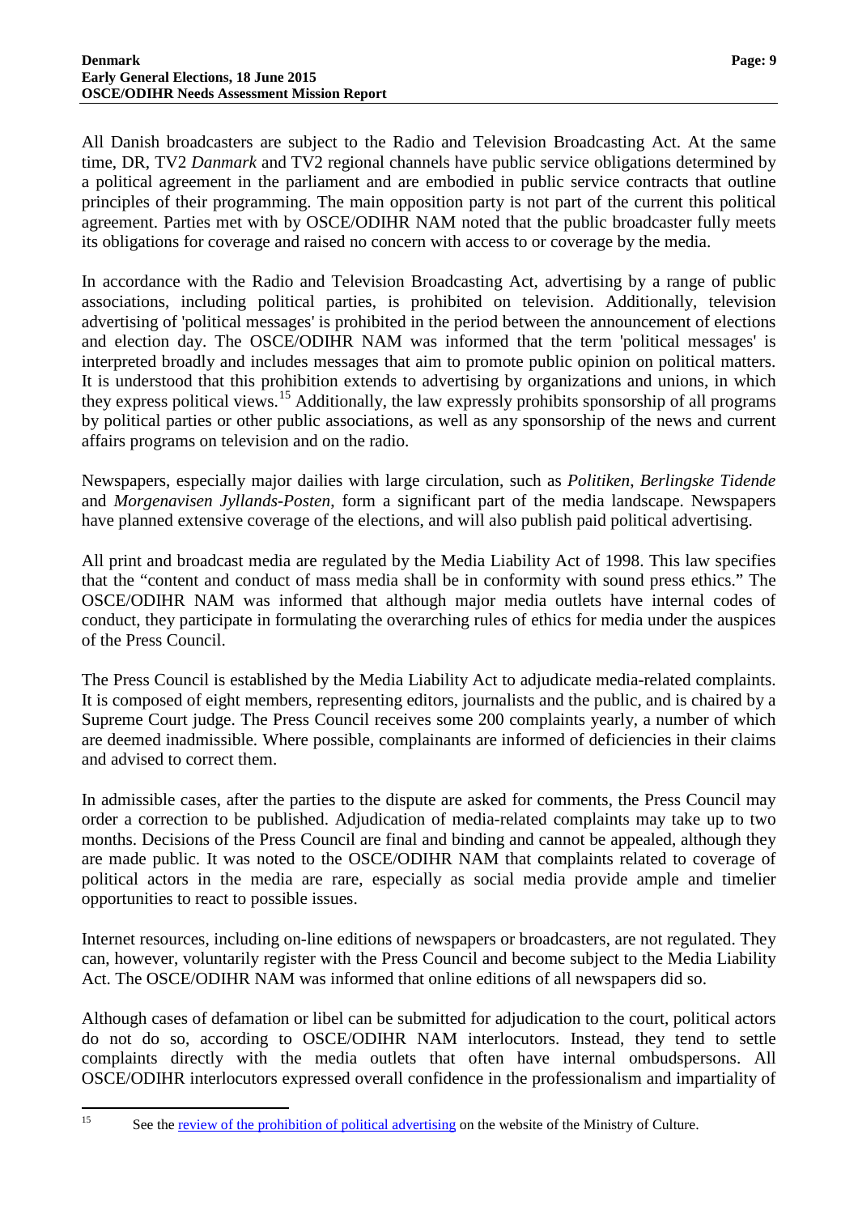All Danish broadcasters are subject to the Radio and Television Broadcasting Act. At the same time, DR, TV2 *Danmark* and TV2 regional channels have public service obligations determined by a political agreement in the parliament and are embodied in public service contracts that outline principles of their programming. The main opposition party is not part of the current this political agreement. Parties met with by OSCE/ODIHR NAM noted that the public broadcaster fully meets its obligations for coverage and raised no concern with access to or coverage by the media.

In accordance with the Radio and Television Broadcasting Act, advertising by a range of public associations, including political parties, is prohibited on television. Additionally, television advertising of 'political messages' is prohibited in the period between the announcement of elections and election day. The OSCE/ODIHR NAM was informed that the term 'political messages' is interpreted broadly and includes messages that aim to promote public opinion on political matters. It is understood that this prohibition extends to advertising by organizations and unions, in which they express political views.[15] Additionally, the law expressly prohibits sponsorship of all programs by political parties or other public associations, as well as any sponsorship of the news and current affairs programs on television and on the radio.

Newspapers, especially major dailies with large circulation, such as *Politiken*, *Berlingske Tidende* and *Morgenavisen Jyllands-Posten*, form a significant part of the media landscape. Newspapers have planned extensive coverage of the elections, and will also publish paid political advertising.

All print and broadcast media are regulated by the Media Liability Act of 1998. This law specifies that the "content and conduct of mass media shall be in conformity with sound press ethics." The OSCE/ODIHR NAM was informed that although major media outlets have internal codes of conduct, they participate in formulating the overarching rules of ethics for media under the auspices of the Press Council.

The Press Council is established by the Media Liability Act to adjudicate media-related complaints. It is composed of eight members, representing editors, journalists and the public, and is chaired by a Supreme Court judge. The Press Council receives some 200 complaints yearly, a number of which are deemed inadmissible. Where possible, complainants are informed of deficiencies in their claims and advised to correct them.

In admissible cases, after the parties to the dispute are asked for comments, the Press Council may order a correction to be published. Adjudication of media-related complaints may take up to two months. Decisions of the Press Council are final and binding and cannot be appealed, although they are made public. It was noted to the OSCE/ODIHR NAM that complaints related to coverage of political actors in the media are rare, especially as social media provide ample and timelier opportunities to react to possible issues.

Internet resources, including on-line editions of newspapers or broadcasters, are not regulated. They can, however, voluntarily register with the Press Council and become subject to the Media Liability Act. The OSCE/ODIHR NAM was informed that online editions of all newspapers did so.

Although cases of defamation or libel can be submitted for adjudication to the court, political actors do not do so, according to OSCE/ODIHR NAM interlocutors. Instead, they tend to settle complaints directly with the media outlets that often have internal ombudspersons. All OSCE/ODIHR interlocutors expressed overall confidence in the professionalism and impartiality of

---

[15] See the review of the prohibition of political advertising on the website of the Ministry of Culture.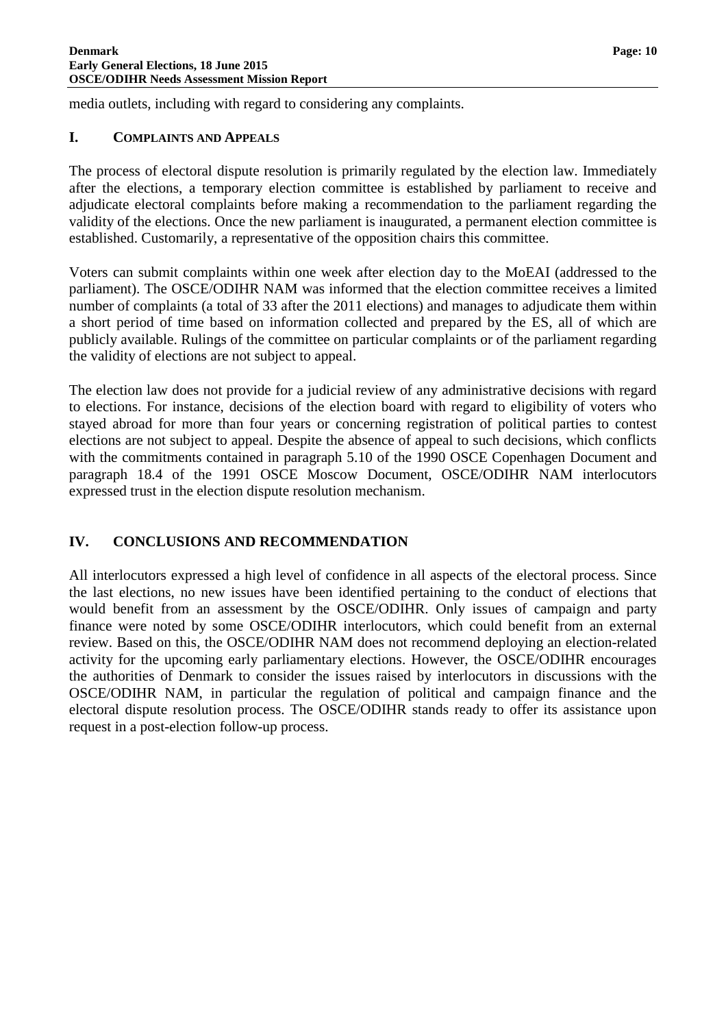media outlets, including with regard to considering any complaints.

### I. Complaints and Appeals

The process of electoral dispute resolution is primarily regulated by the election law. Immediately after the elections, a temporary election committee is established by parliament to receive and adjudicate electoral complaints before making a recommendation to the parliament regarding the validity of the elections. Once the new parliament is inaugurated, a permanent election committee is established. Customarily, a representative of the opposition chairs this committee.

Voters can submit complaints within one week after election day to the MoEAI (addressed to the parliament). The OSCE/ODIHR NAM was informed that the election committee receives a limited number of complaints (a total of 33 after the 2011 elections) and manages to adjudicate them within a short period of time based on information collected and prepared by the ES, all of which are publicly available. Rulings of the committee on particular complaints or of the parliament regarding the validity of elections are not subject to appeal.

The election law does not provide for a judicial review of any administrative decisions with regard to elections. For instance, decisions of the election board with regard to eligibility of voters who stayed abroad for more than four years or concerning registration of political parties to contest elections are not subject to appeal. Despite the absence of appeal to such decisions, which conflicts with the commitments contained in paragraph 5.10 of the 1990 OSCE Copenhagen Document and paragraph 18.4 of the 1991 OSCE Moscow Document, OSCE/ODIHR NAM interlocutors expressed trust in the election dispute resolution mechanism.

## IV. CONCLUSIONS AND RECOMMENDATION

All interlocutors expressed a high level of confidence in all aspects of the electoral process. Since the last elections, no new issues have been identified pertaining to the conduct of elections that would benefit from an assessment by the OSCE/ODIHR. Only issues of campaign and party finance were noted by some OSCE/ODIHR interlocutors, which could benefit from an external review. Based on this, the OSCE/ODIHR NAM does not recommend deploying an election-related activity for the upcoming early parliamentary elections. However, the OSCE/ODIHR encourages the authorities of Denmark to consider the issues raised by interlocutors in discussions with the OSCE/ODIHR NAM, in particular the regulation of political and campaign finance and the electoral dispute resolution process. The OSCE/ODIHR stands ready to offer its assistance upon request in a post-election follow-up process.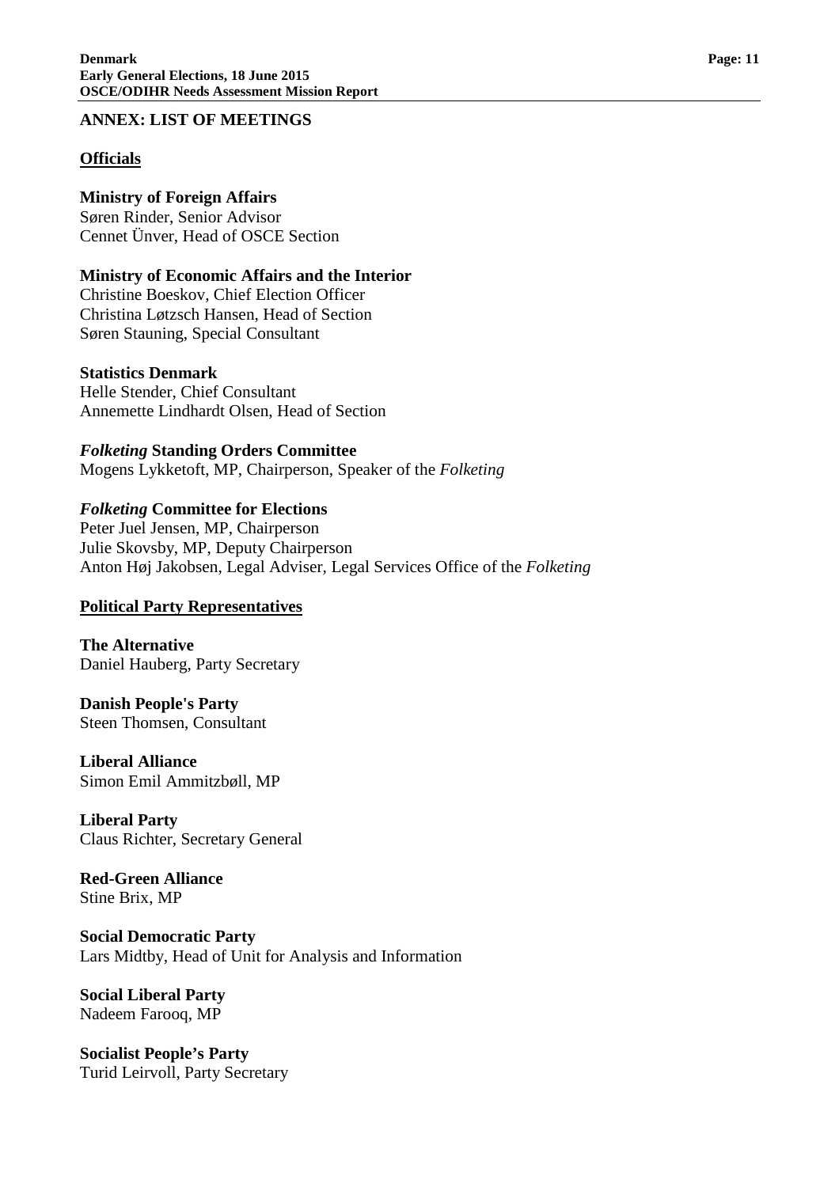## ANNEX: LIST OF MEETINGS

### Officials

**Ministry of Foreign Affairs**
Søren Rinder, Senior Advisor
Cennet Ünver, Head of OSCE Section

**Ministry of Economic Affairs and the Interior**
Christine Boeskov, Chief Election Officer
Christina Løtzsch Hansen, Head of Section
Søren Stauning, Special Consultant

**Statistics Denmark**
Helle Stender, Chief Consultant
Annemette Lindhardt Olsen, Head of Section

***Folketing* Standing Orders Committee**
Mogens Lykketoft, MP, Chairperson, Speaker of the *Folketing*

***Folketing* Committee for Elections**
Peter Juel Jensen, MP, Chairperson
Julie Skovsby, MP, Deputy Chairperson
Anton Høj Jakobsen, Legal Adviser, Legal Services Office of the *Folketing*

### Political Party Representatives

**The Alternative**
Daniel Hauberg, Party Secretary

**Danish People's Party**
Steen Thomsen, Consultant

**Liberal Alliance**
Simon Emil Ammitzbøll, MP

**Liberal Party**
Claus Richter, Secretary General

**Red-Green Alliance**
Stine Brix, MP

**Social Democratic Party**
Lars Midtby, Head of Unit for Analysis and Information

**Social Liberal Party**
Nadeem Farooq, MP

**Socialist People's Party**
Turid Leirvoll, Party Secretary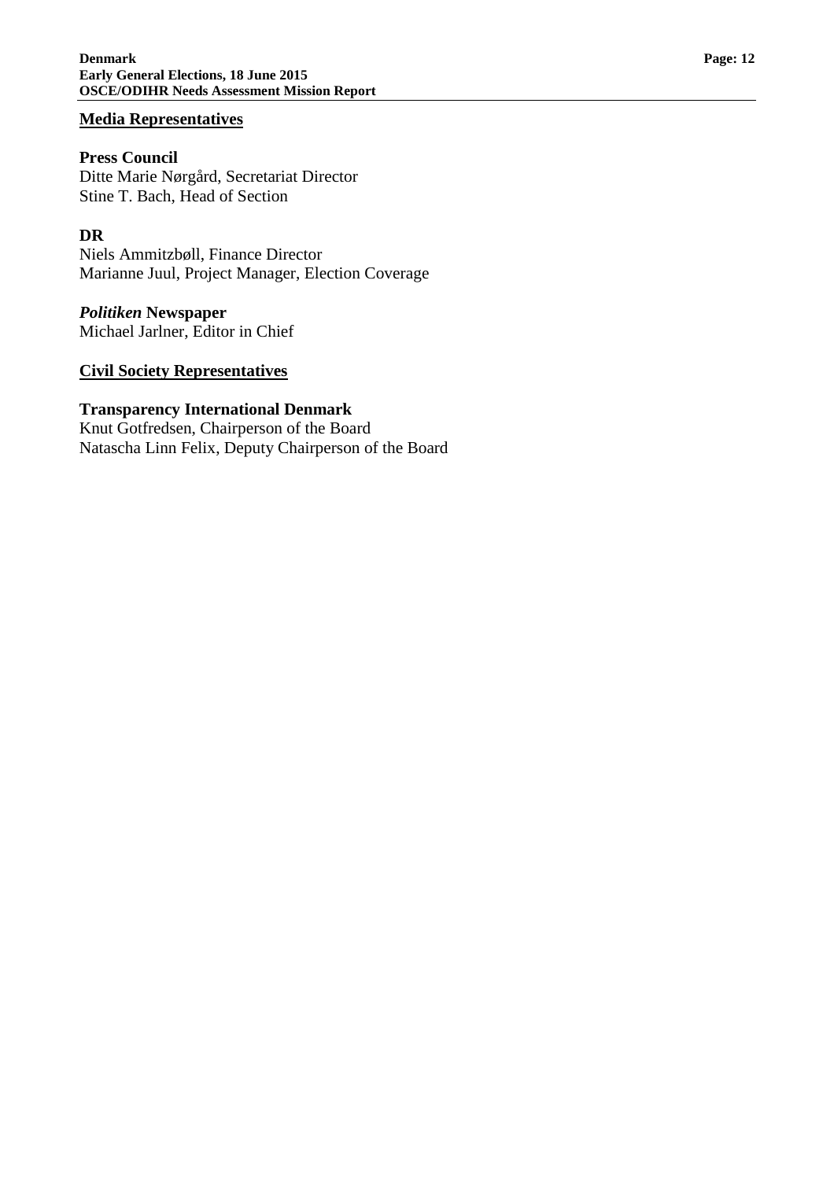## Media Representatives

**Press Council**
Ditte Marie Nørgård, Secretariat Director
Stine T. Bach, Head of Section

**DR**
Niels Ammitzbøll, Finance Director
Marianne Juul, Project Manager, Election Coverage

***Politiken* Newspaper**
Michael Jarlner, Editor in Chief

## Civil Society Representatives

**Transparency International Denmark**
Knut Gotfredsen, Chairperson of the Board
Natascha Linn Felix, Deputy Chairperson of the Board